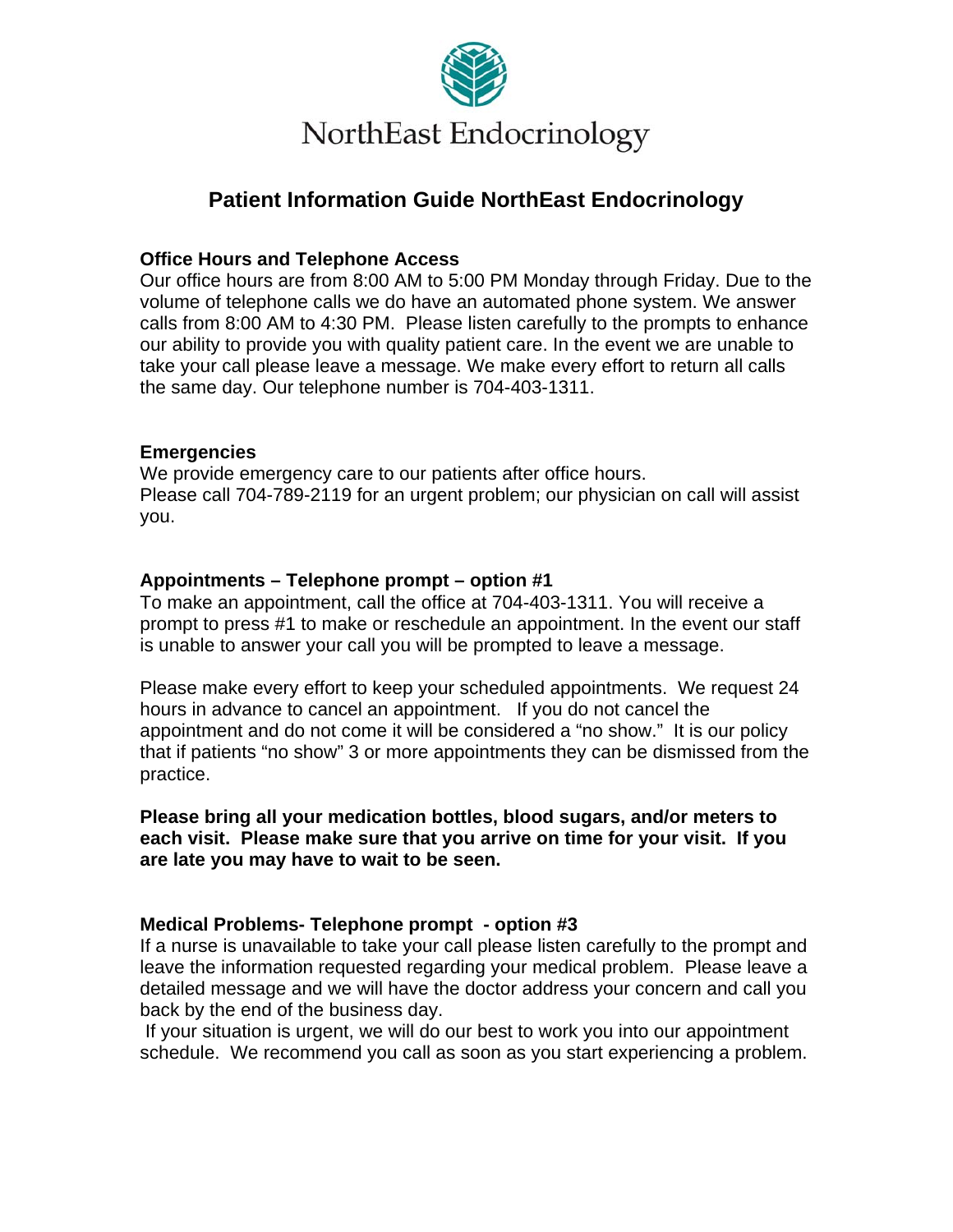NorthEast Endocrinology

# Patient Information Guide NorthEast Endocrinology

### Office Hours and Telephone Access

Our office hours are from 8:00 AM to 5:00 PM Monday through Friday. Due to the volume of telephone calls we do have an automated phone system. We answer calls from 8:00 AM to 4:30 PM. Please listen carefully to the prompts to enhance our ability to provide you with quality patient care. In the event we are unable to take your call please leave a message. We make every effort to return all calls the same day. Our telephone number is 704-403-1311.

### Emergencies

We provide emergency care to our patients after office hours.
Please call 704-789-2119 for an urgent problem; our physician on call will assist you.

### Appointments – Telephone prompt – option #1

To make an appointment, call the office at 704-403-1311. You will receive a prompt to press #1 to make or reschedule an appointment. In the event our staff is unable to answer your call you will be prompted to leave a message.

Please make every effort to keep your scheduled appointments. We request 24 hours in advance to cancel an appointment. If you do not cancel the appointment and do not come it will be considered a "no show." It is our policy that if patients "no show" 3 or more appointments they can be dismissed from the practice.

**Please bring all your medication bottles, blood sugars, and/or meters to each visit. Please make sure that you arrive on time for your visit. If you are late you may have to wait to be seen.**

### Medical Problems- Telephone prompt - option #3

If a nurse is unavailable to take your call please listen carefully to the prompt and leave the information requested regarding your medical problem. Please leave a detailed message and we will have the doctor address your concern and call you back by the end of the business day.

If your situation is urgent, we will do our best to work you into our appointment schedule. We recommend you call as soon as you start experiencing a problem.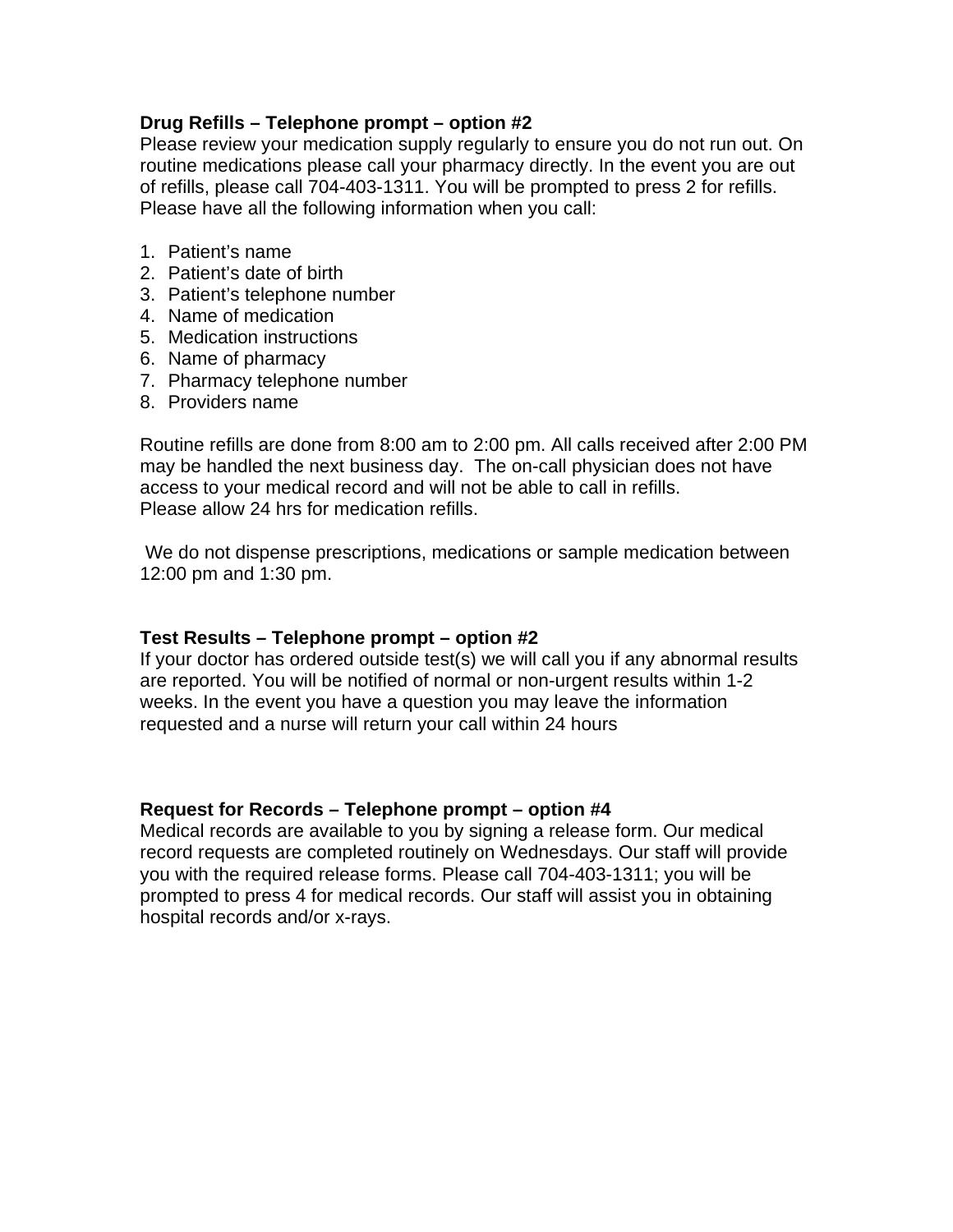**Drug Refills – Telephone prompt – option #2**
Please review your medication supply regularly to ensure you do not run out. On routine medications please call your pharmacy directly. In the event you are out of refills, please call 704-403-1311. You will be prompted to press 2 for refills. Please have all the following information when you call:

1. Patient's name
2. Patient's date of birth
3. Patient's telephone number
4. Name of medication
5. Medication instructions
6. Name of pharmacy
7. Pharmacy telephone number
8. Providers name

Routine refills are done from 8:00 am to 2:00 pm. All calls received after 2:00 PM may be handled the next business day. The on-call physician does not have access to your medical record and will not be able to call in refills.
Please allow 24 hrs for medication refills.

We do not dispense prescriptions, medications or sample medication between 12:00 pm and 1:30 pm.

**Test Results – Telephone prompt – option #2**
If your doctor has ordered outside test(s) we will call you if any abnormal results are reported. You will be notified of normal or non-urgent results within 1-2 weeks. In the event you have a question you may leave the information requested and a nurse will return your call within 24 hours

**Request for Records – Telephone prompt – option #4**
Medical records are available to you by signing a release form. Our medical record requests are completed routinely on Wednesdays. Our staff will provide you with the required release forms. Please call 704-403-1311; you will be prompted to press 4 for medical records. Our staff will assist you in obtaining hospital records and/or x-rays.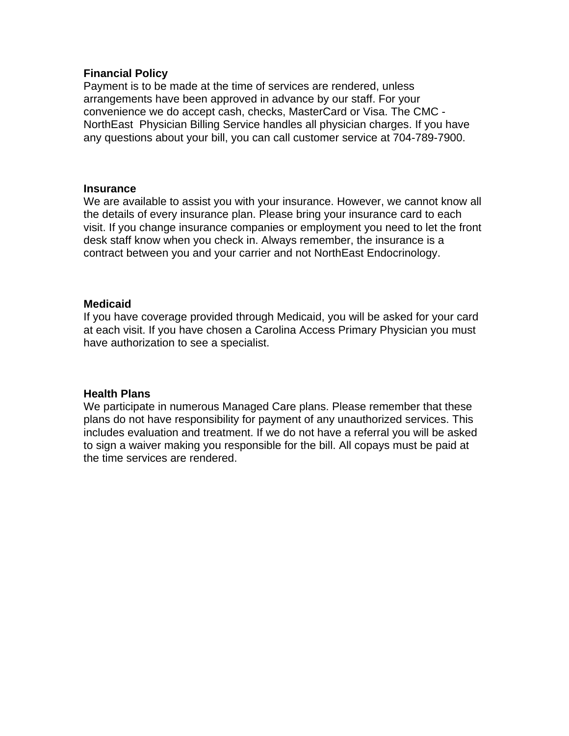**Financial Policy**

Payment is to be made at the time of services are rendered, unless arrangements have been approved in advance by our staff. For your convenience we do accept cash, checks, MasterCard or Visa. The CMC - NorthEast Physician Billing Service handles all physician charges. If you have any questions about your bill, you can call customer service at 704-789-7900.

**Insurance**

We are available to assist you with your insurance. However, we cannot know all the details of every insurance plan. Please bring your insurance card to each visit. If you change insurance companies or employment you need to let the front desk staff know when you check in. Always remember, the insurance is a contract between you and your carrier and not NorthEast Endocrinology.

**Medicaid**

If you have coverage provided through Medicaid, you will be asked for your card at each visit. If you have chosen a Carolina Access Primary Physician you must have authorization to see a specialist.

**Health Plans**

We participate in numerous Managed Care plans. Please remember that these plans do not have responsibility for payment of any unauthorized services. This includes evaluation and treatment. If we do not have a referral you will be asked to sign a waiver making you responsible for the bill. All copays must be paid at the time services are rendered.